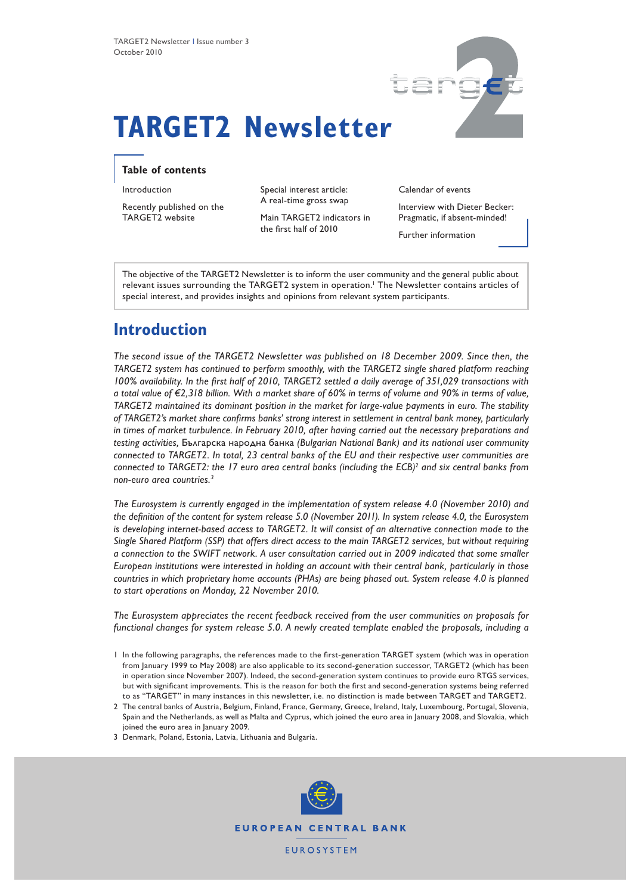# TARGET2 Newsletter

TARGET2 Newsletter | Issue number 3
October 2010

## Table of contents

Introduction

Recently published on the TARGET2 website

Special interest article: A real-time gross swap

Main TARGET2 indicators in the first half of 2010

Calendar of events

Interview with Dieter Becker: Pragmatic, if absent-minded!

Further information

The objective of the TARGET2 Newsletter is to inform the user community and the general public about relevant issues surrounding the TARGET2 system in operation.[1] The Newsletter contains articles of special interest, and provides insights and opinions from relevant system participants.

## Introduction

*The second issue of the TARGET2 Newsletter was published on 18 December 2009. Since then, the TARGET2 system has continued to perform smoothly, with the TARGET2 single shared platform reaching 100% availability. In the first half of 2010, TARGET2 settled a daily average of 351,029 transactions with a total value of €2,318 billion. With a market share of 60% in terms of volume and 90% in terms of value, TARGET2 maintained its dominant position in the market for large-value payments in euro. The stability of TARGET2's market share confirms banks' strong interest in settlement in central bank money, particularly in times of market turbulence. In February 2010, after having carried out the necessary preparations and testing activities,* Българска народна банка *(Bulgarian National Bank) and its national user community connected to TARGET2. In total, 23 central banks of the EU and their respective user communities are connected to TARGET2: the 17 euro area central banks (including the ECB)[2] and six central banks from non-euro area countries.[3]*

*The Eurosystem is currently engaged in the implementation of system release 4.0 (November 2010) and the definition of the content for system release 5.0 (November 2011). In system release 4.0, the Eurosystem is developing internet-based access to TARGET2. It will consist of an alternative connection mode to the Single Shared Platform (SSP) that offers direct access to the main TARGET2 services, but without requiring a connection to the SWIFT network. A user consultation carried out in 2009 indicated that some smaller European institutions were interested in holding an account with their central bank, particularly in those countries in which proprietary home accounts (PHAs) are being phased out. System release 4.0 is planned to start operations on Monday, 22 November 2010.*

*The Eurosystem appreciates the recent feedback received from the user communities on proposals for functional changes for system release 5.0. A newly created template enabled the proposals, including a*

1 In the following paragraphs, the references made to the first-generation TARGET system (which was in operation from January 1999 to May 2008) are also applicable to its second-generation successor, TARGET2 (which has been in operation since November 2007). Indeed, the second-generation system continues to provide euro RTGS services, but with significant improvements. This is the reason for both the first and second-generation systems being referred to as "TARGET" in many instances in this newsletter, i.e. no distinction is made between TARGET and TARGET2.

2 The central banks of Austria, Belgium, Finland, France, Germany, Greece, Ireland, Italy, Luxembourg, Portugal, Slovenia, Spain and the Netherlands, as well as Malta and Cyprus, which joined the euro area in January 2008, and Slovakia, which joined the euro area in January 2009.

3 Denmark, Poland, Estonia, Latvia, Lithuania and Bulgaria.

EUROPEAN CENTRAL BANK

EUROSYSTEM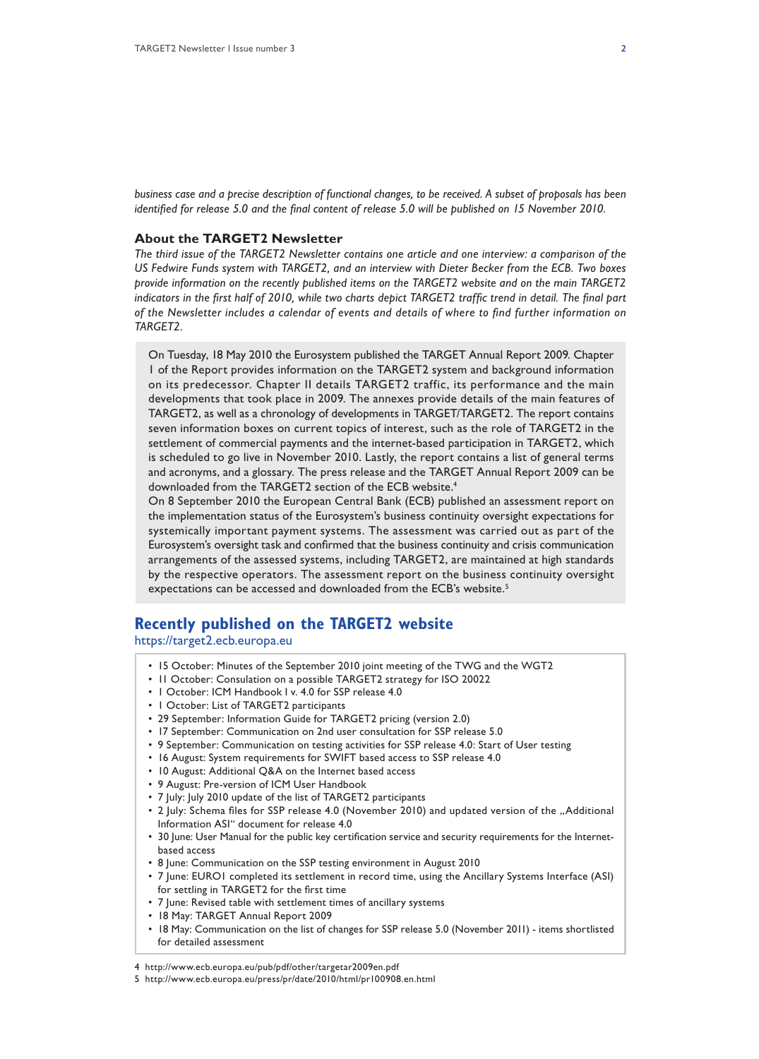*business case and a precise description of functional changes, to be received. A subset of proposals has been identified for release 5.0 and the final content of release 5.0 will be published on 15 November 2010.*

### About the TARGET2 Newsletter

*The third issue of the TARGET2 Newsletter contains one article and one interview: a comparison of the US Fedwire Funds system with TARGET2, and an interview with Dieter Becker from the ECB. Two boxes provide information on the recently published items on the TARGET2 website and on the main TARGET2 indicators in the first half of 2010, while two charts depict TARGET2 traffic trend in detail. The final part of the Newsletter includes a calendar of events and details of where to find further information on TARGET2.*

On Tuesday, 18 May 2010 the Eurosystem published the TARGET Annual Report 2009. Chapter I of the Report provides information on the TARGET2 system and background information on its predecessor. Chapter II details TARGET2 traffic, its performance and the main developments that took place in 2009. The annexes provide details of the main features of TARGET2, as well as a chronology of developments in TARGET/TARGET2. The report contains seven information boxes on current topics of interest, such as the role of TARGET2 in the settlement of commercial payments and the internet-based participation in TARGET2, which is scheduled to go live in November 2010. Lastly, the report contains a list of general terms and acronyms, and a glossary. The press release and the TARGET Annual Report 2009 can be downloaded from the TARGET2 section of the ECB website.[4]

On 8 September 2010 the European Central Bank (ECB) published an assessment report on the implementation status of the Eurosystem's business continuity oversight expectations for systemically important payment systems. The assessment was carried out as part of the Eurosystem's oversight task and confirmed that the business continuity and crisis communication arrangements of the assessed systems, including TARGET2, are maintained at high standards by the respective operators. The assessment report on the business continuity oversight expectations can be accessed and downloaded from the ECB's website.[5]

## Recently published on the TARGET2 website

https://target2.ecb.europa.eu

- 15 October: Minutes of the September 2010 joint meeting of the TWG and the WGT2
- 11 October: Consulation on a possible TARGET2 strategy for ISO 20022
- 1 October: ICM Handbook I v. 4.0 for SSP release 4.0
- 1 October: List of TARGET2 participants
- 29 September: Information Guide for TARGET2 pricing (version 2.0)
- 17 September: Communication on 2nd user consultation for SSP release 5.0
- 9 September: Communication on testing activities for SSP release 4.0: Start of User testing
- 16 August: System requirements for SWIFT based access to SSP release 4.0
- 10 August: Additional Q&A on the Internet based access
- 9 August: Pre-version of ICM User Handbook
- 7 July: July 2010 update of the list of TARGET2 participants
- 2 July: Schema files for SSP release 4.0 (November 2010) and updated version of the „Additional Information ASI" document for release 4.0
- 30 June: User Manual for the public key certification service and security requirements for the Internet-based access
- 8 June: Communication on the SSP testing environment in August 2010
- 7 June: EURO1 completed its settlement in record time, using the Ancillary Systems Interface (ASI) for settling in TARGET2 for the first time
- 7 June: Revised table with settlement times of ancillary systems
- 18 May: TARGET Annual Report 2009
- 18 May: Communication on the list of changes for SSP release 5.0 (November 2011) - items shortlisted for detailed assessment

4 http://www.ecb.europa.eu/pub/pdf/other/targetar2009en.pdf

5 http://www.ecb.europa.eu/press/pr/date/2010/html/pr100908.en.html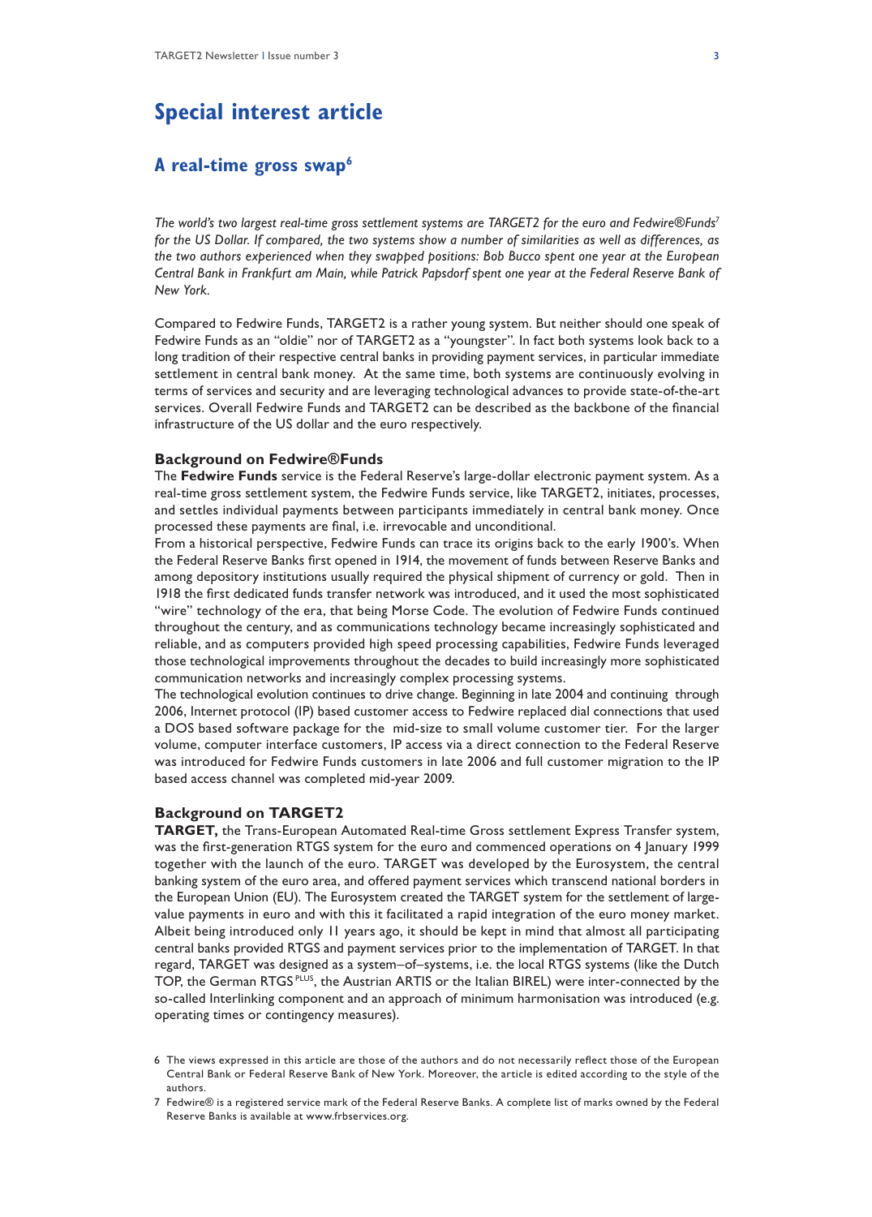# Special interest article

## A real-time gross swap[6]

*The world's two largest real-time gross settlement systems are TARGET2 for the euro and Fedwire®Funds[7] for the US Dollar. If compared, the two systems show a number of similarities as well as differences, as the two authors experienced when they swapped positions: Bob Bucco spent one year at the European Central Bank in Frankfurt am Main, while Patrick Papsdorf spent one year at the Federal Reserve Bank of New York.*

Compared to Fedwire Funds, TARGET2 is a rather young system. But neither should one speak of Fedwire Funds as an "oldie" nor of TARGET2 as a "youngster". In fact both systems look back to a long tradition of their respective central banks in providing payment services, in particular immediate settlement in central bank money. At the same time, both systems are continuously evolving in terms of services and security and are leveraging technological advances to provide state-of-the-art services. Overall Fedwire Funds and TARGET2 can be described as the backbone of the financial infrastructure of the US dollar and the euro respectively.

### Background on Fedwire®Funds

The **Fedwire Funds** service is the Federal Reserve's large-dollar electronic payment system. As a real-time gross settlement system, the Fedwire Funds service, like TARGET2, initiates, processes, and settles individual payments between participants immediately in central bank money. Once processed these payments are final, i.e. irrevocable and unconditional.

From a historical perspective, Fedwire Funds can trace its origins back to the early 1900's. When the Federal Reserve Banks first opened in 1914, the movement of funds between Reserve Banks and among depository institutions usually required the physical shipment of currency or gold. Then in 1918 the first dedicated funds transfer network was introduced, and it used the most sophisticated "wire" technology of the era, that being Morse Code. The evolution of Fedwire Funds continued throughout the century, and as communications technology became increasingly sophisticated and reliable, and as computers provided high speed processing capabilities, Fedwire Funds leveraged those technological improvements throughout the decades to build increasingly more sophisticated communication networks and increasingly complex processing systems.

The technological evolution continues to drive change. Beginning in late 2004 and continuing through 2006, Internet protocol (IP) based customer access to Fedwire replaced dial connections that used a DOS based software package for the mid-size to small volume customer tier. For the larger volume, computer interface customers, IP access via a direct connection to the Federal Reserve was introduced for Fedwire Funds customers in late 2006 and full customer migration to the IP based access channel was completed mid-year 2009.

### Background on TARGET2

**TARGET,** the Trans-European Automated Real-time Gross settlement Express Transfer system, was the first-generation RTGS system for the euro and commenced operations on 4 January 1999 together with the launch of the euro. TARGET was developed by the Eurosystem, the central banking system of the euro area, and offered payment services which transcend national borders in the European Union (EU). The Eurosystem created the TARGET system for the settlement of large-value payments in euro and with this it facilitated a rapid integration of the euro money market. Albeit being introduced only 11 years ago, it should be kept in mind that almost all participating central banks provided RTGS and payment services prior to the implementation of TARGET. In that regard, TARGET was designed as a system–of–systems, i.e. the local RTGS systems (like the Dutch TOP, the German RTGS PLUS, the Austrian ARTIS or the Italian BIREL) were inter-connected by the so-called Interlinking component and an approach of minimum harmonisation was introduced (e.g. operating times or contingency measures).

6 The views expressed in this article are those of the authors and do not necessarily reflect those of the European Central Bank or Federal Reserve Bank of New York. Moreover, the article is edited according to the style of the authors.

7 Fedwire® is a registered service mark of the Federal Reserve Banks. A complete list of marks owned by the Federal Reserve Banks is available at www.frbservices.org.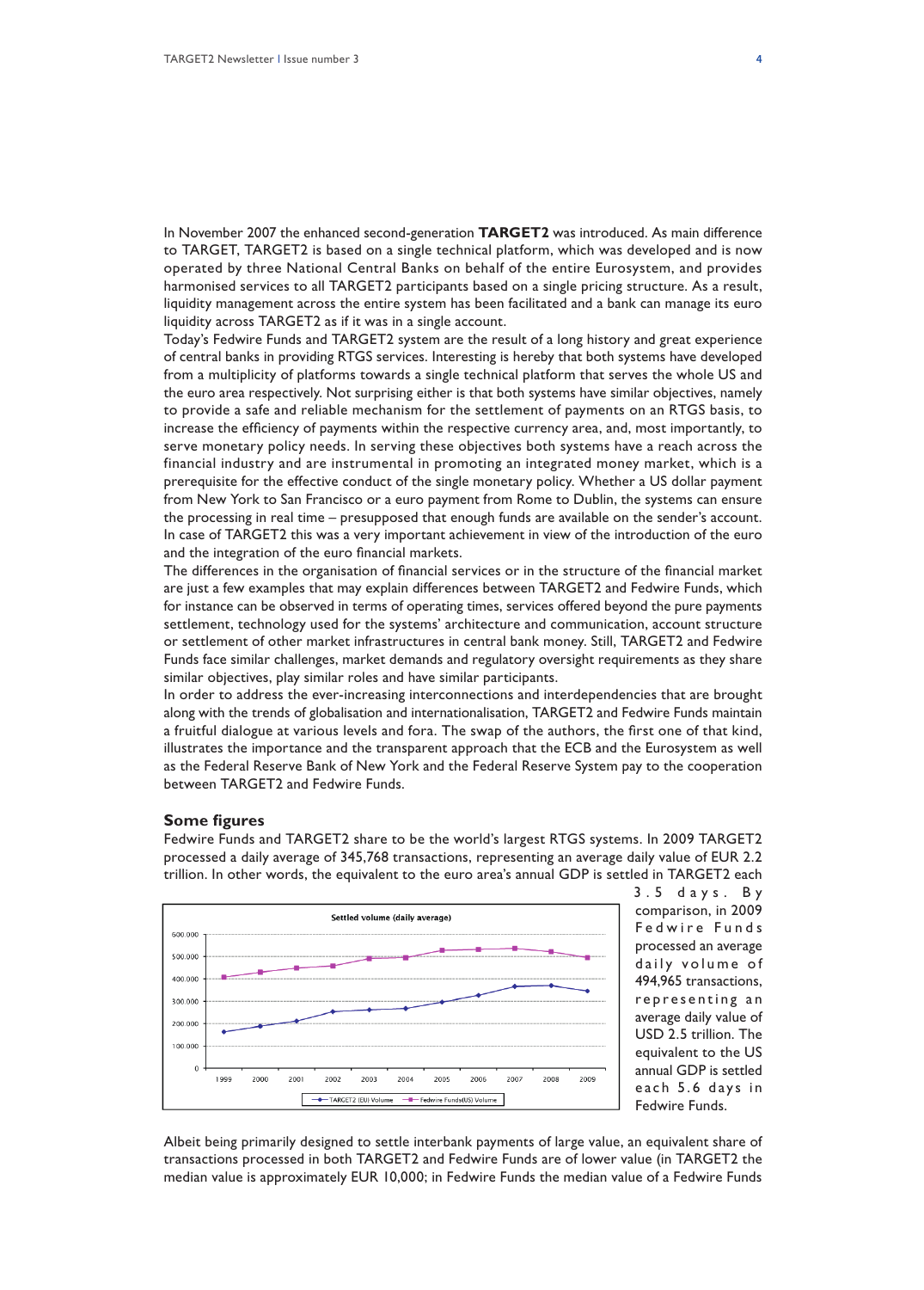In November 2007 the enhanced second-generation **TARGET2** was introduced. As main difference to TARGET, TARGET2 is based on a single technical platform, which was developed and is now operated by three National Central Banks on behalf of the entire Eurosystem, and provides harmonised services to all TARGET2 participants based on a single pricing structure. As a result, liquidity management across the entire system has been facilitated and a bank can manage its euro liquidity across TARGET2 as if it was in a single account.

Today's Fedwire Funds and TARGET2 system are the result of a long history and great experience of central banks in providing RTGS services. Interesting is hereby that both systems have developed from a multiplicity of platforms towards a single technical platform that serves the whole US and the euro area respectively. Not surprising either is that both systems have similar objectives, namely to provide a safe and reliable mechanism for the settlement of payments on an RTGS basis, to increase the efficiency of payments within the respective currency area, and, most importantly, to serve monetary policy needs. In serving these objectives both systems have a reach across the financial industry and are instrumental in promoting an integrated money market, which is a prerequisite for the effective conduct of the single monetary policy. Whether a US dollar payment from New York to San Francisco or a euro payment from Rome to Dublin, the systems can ensure the processing in real time – presupposed that enough funds are available on the sender's account. In case of TARGET2 this was a very important achievement in view of the introduction of the euro and the integration of the euro financial markets.

The differences in the organisation of financial services or in the structure of the financial market are just a few examples that may explain differences between TARGET2 and Fedwire Funds, which for instance can be observed in terms of operating times, services offered beyond the pure payments settlement, technology used for the systems' architecture and communication, account structure or settlement of other market infrastructures in central bank money. Still, TARGET2 and Fedwire Funds face similar challenges, market demands and regulatory oversight requirements as they share similar objectives, play similar roles and have similar participants.

In order to address the ever-increasing interconnections and interdependencies that are brought along with the trends of globalisation and internationalisation, TARGET2 and Fedwire Funds maintain a fruitful dialogue at various levels and fora. The swap of the authors, the first one of that kind, illustrates the importance and the transparent approach that the ECB and the Eurosystem as well as the Federal Reserve Bank of New York and the Federal Reserve System pay to the cooperation between TARGET2 and Fedwire Funds.

### Some figures

Fedwire Funds and TARGET2 share to be the world's largest RTGS systems. In 2009 TARGET2 processed a daily average of 345,768 transactions, representing an average daily value of EUR 2.2 trillion. In other words, the equivalent to the euro area's annual GDP is settled in TARGET2 each 3.5 days. By comparison, in 2009 Fedwire Funds processed an average daily volume of 494,965 transactions, representing an average daily value of USD 2.5 trillion. The equivalent to the US annual GDP is settled each 5.6 days in Fedwire Funds.

Settled volume (daily average)

Albeit being primarily designed to settle interbank payments of large value, an equivalent share of transactions processed in both TARGET2 and Fedwire Funds are of lower value (in TARGET2 the median value is approximately EUR 10,000; in Fedwire Funds the median value of a Fedwire Funds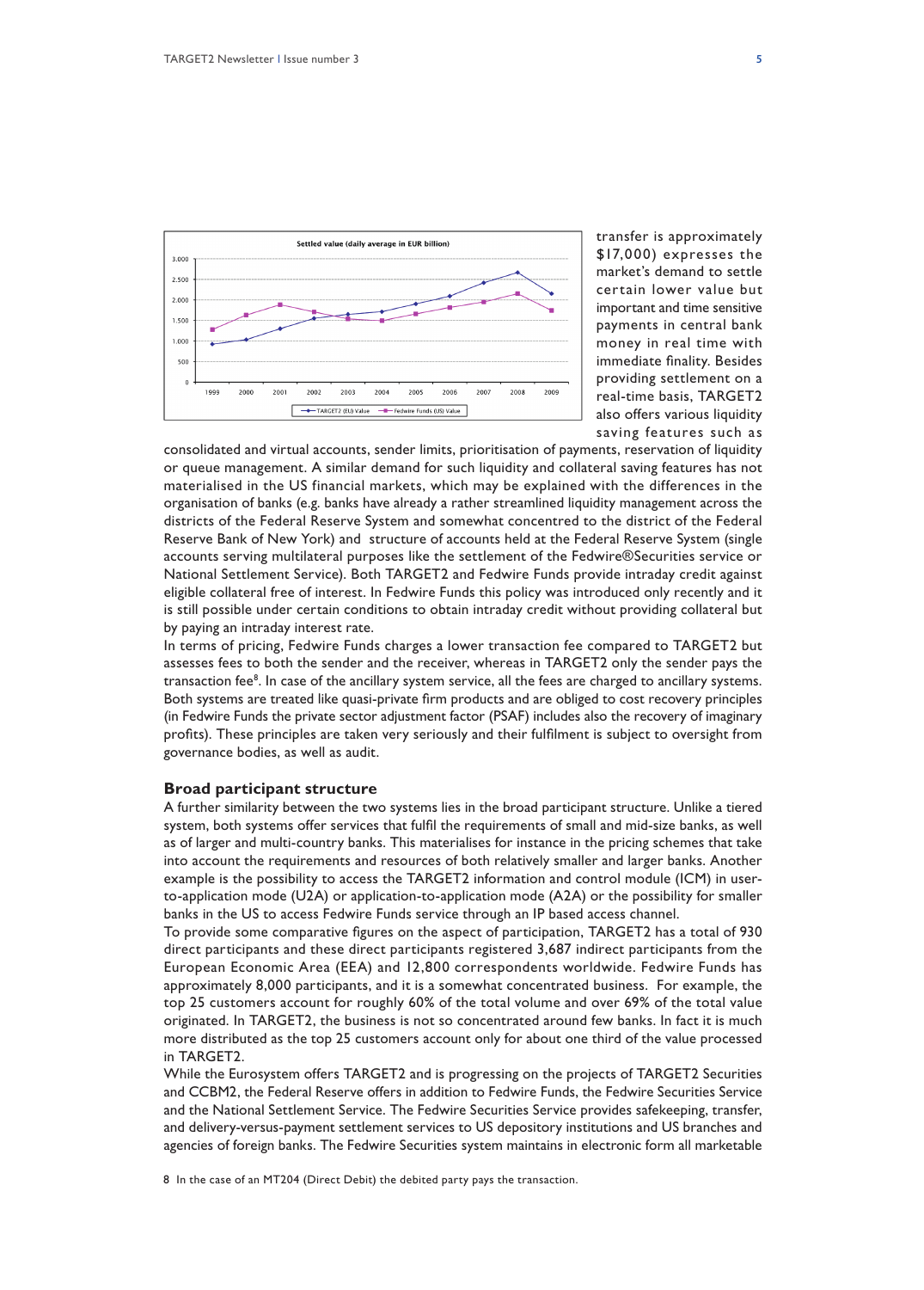transfer is approximately $17,000) expresses the market's demand to settle certain lower value but important and time sensitive payments in central bank money in real time with immediate finality. Besides providing settlement on a real-time basis, TARGET2 also offers various liquidity saving features such as consolidated and virtual accounts, sender limits, prioritisation of payments, reservation of liquidity or queue management. A similar demand for such liquidity and collateral saving features has not materialised in the US financial markets, which may be explained with the differences in the organisation of banks (e.g. banks have already a rather streamlined liquidity management across the districts of the Federal Reserve System and somewhat concentred to the district of the Federal Reserve Bank of New York) and structure of accounts held at the Federal Reserve System (single accounts serving multilateral purposes like the settlement of the Fedwire®Securities service or National Settlement Service). Both TARGET2 and Fedwire Funds provide intraday credit against eligible collateral free of interest. In Fedwire Funds this policy was introduced only recently and it is still possible under certain conditions to obtain intraday credit without providing collateral but by paying an intraday interest rate.

In terms of pricing, Fedwire Funds charges a lower transaction fee compared to TARGET2 but assesses fees to both the sender and the receiver, whereas in TARGET2 only the sender pays the transaction fee[8]. In case of the ancillary system service, all the fees are charged to ancillary systems. Both systems are treated like quasi-private firm products and are obliged to cost recovery principles (in Fedwire Funds the private sector adjustment factor (PSAF) includes also the recovery of imaginary profits). These principles are taken very seriously and their fulfilment is subject to oversight from governance bodies, as well as audit.

### Broad participant structure

A further similarity between the two systems lies in the broad participant structure. Unlike a tiered system, both systems offer services that fulfil the requirements of small and mid-size banks, as well as of larger and multi-country banks. This materialises for instance in the pricing schemes that take into account the requirements and resources of both relatively smaller and larger banks. Another example is the possibility to access the TARGET2 information and control module (ICM) in user-to-application mode (U2A) or application-to-application mode (A2A) or the possibility for smaller banks in the US to access Fedwire Funds service through an IP based access channel.

To provide some comparative figures on the aspect of participation, TARGET2 has a total of 930 direct participants and these direct participants registered 3,687 indirect participants from the European Economic Area (EEA) and 12,800 correspondents worldwide. Fedwire Funds has approximately 8,000 participants, and it is a somewhat concentrated business. For example, the top 25 customers account for roughly 60% of the total volume and over 69% of the total value originated. In TARGET2, the business is not so concentrated around few banks. In fact it is much more distributed as the top 25 customers account only for about one third of the value processed in TARGET2.

While the Eurosystem offers TARGET2 and is progressing on the projects of TARGET2 Securities and CCBM2, the Federal Reserve offers in addition to Fedwire Funds, the Fedwire Securities Service and the National Settlement Service. The Fedwire Securities Service provides safekeeping, transfer, and delivery-versus-payment settlement services to US depository institutions and US branches and agencies of foreign banks. The Fedwire Securities system maintains in electronic form all marketable

8 In the case of an MT204 (Direct Debit) the debited party pays the transaction.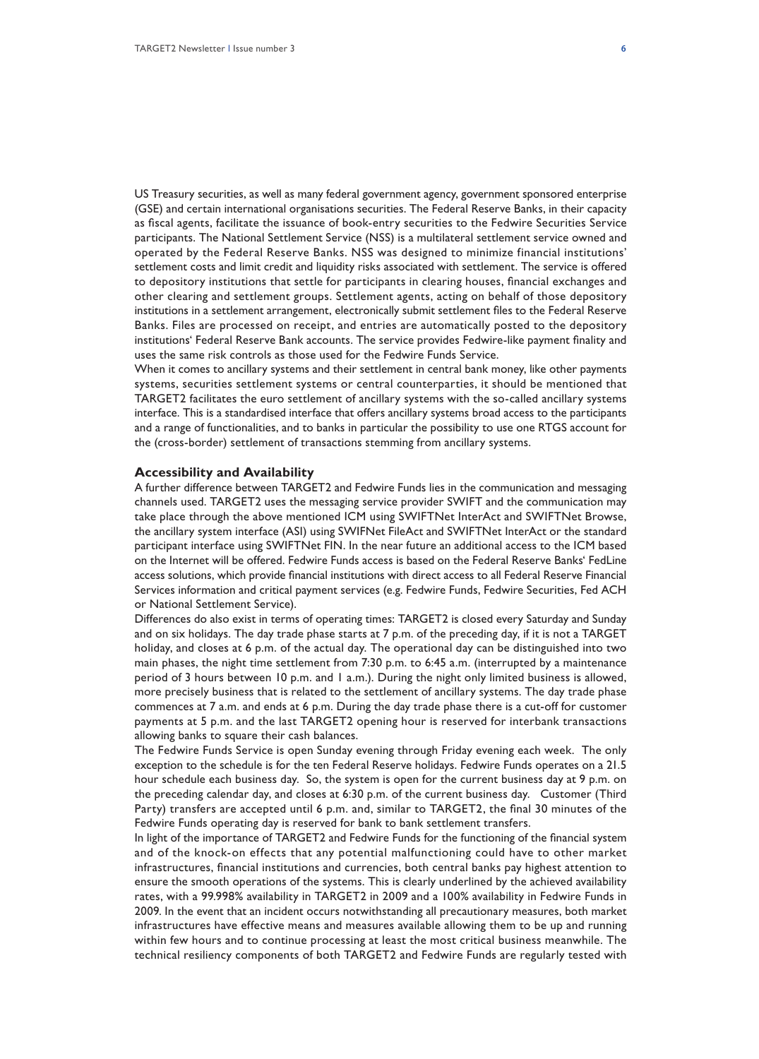US Treasury securities, as well as many federal government agency, government sponsored enterprise (GSE) and certain international organisations securities. The Federal Reserve Banks, in their capacity as fiscal agents, facilitate the issuance of book-entry securities to the Fedwire Securities Service participants. The National Settlement Service (NSS) is a multilateral settlement service owned and operated by the Federal Reserve Banks. NSS was designed to minimize financial institutions' settlement costs and limit credit and liquidity risks associated with settlement. The service is offered to depository institutions that settle for participants in clearing houses, financial exchanges and other clearing and settlement groups. Settlement agents, acting on behalf of those depository institutions in a settlement arrangement, electronically submit settlement files to the Federal Reserve Banks. Files are processed on receipt, and entries are automatically posted to the depository institutions' Federal Reserve Bank accounts. The service provides Fedwire-like payment finality and uses the same risk controls as those used for the Fedwire Funds Service.

When it comes to ancillary systems and their settlement in central bank money, like other payments systems, securities settlement systems or central counterparties, it should be mentioned that TARGET2 facilitates the euro settlement of ancillary systems with the so-called ancillary systems interface. This is a standardised interface that offers ancillary systems broad access to the participants and a range of functionalities, and to banks in particular the possibility to use one RTGS account for the (cross-border) settlement of transactions stemming from ancillary systems.

## Accessibility and Availability

A further difference between TARGET2 and Fedwire Funds lies in the communication and messaging channels used. TARGET2 uses the messaging service provider SWIFT and the communication may take place through the above mentioned ICM using SWIFTNet InterAct and SWIFTNet Browse, the ancillary system interface (ASI) using SWIFNet FileAct and SWIFTNet InterAct or the standard participant interface using SWIFTNet FIN. In the near future an additional access to the ICM based on the Internet will be offered. Fedwire Funds access is based on the Federal Reserve Banks' FedLine access solutions, which provide financial institutions with direct access to all Federal Reserve Financial Services information and critical payment services (e.g. Fedwire Funds, Fedwire Securities, Fed ACH or National Settlement Service).

Differences do also exist in terms of operating times: TARGET2 is closed every Saturday and Sunday and on six holidays. The day trade phase starts at 7 p.m. of the preceding day, if it is not a TARGET holiday, and closes at 6 p.m. of the actual day. The operational day can be distinguished into two main phases, the night time settlement from 7:30 p.m. to 6:45 a.m. (interrupted by a maintenance period of 3 hours between 10 p.m. and 1 a.m.). During the night only limited business is allowed, more precisely business that is related to the settlement of ancillary systems. The day trade phase commences at 7 a.m. and ends at 6 p.m. During the day trade phase there is a cut-off for customer payments at 5 p.m. and the last TARGET2 opening hour is reserved for interbank transactions allowing banks to square their cash balances.

The Fedwire Funds Service is open Sunday evening through Friday evening each week. The only exception to the schedule is for the ten Federal Reserve holidays. Fedwire Funds operates on a 21.5 hour schedule each business day. So, the system is open for the current business day at 9 p.m. on the preceding calendar day, and closes at 6:30 p.m. of the current business day. Customer (Third Party) transfers are accepted until 6 p.m. and, similar to TARGET2, the final 30 minutes of the Fedwire Funds operating day is reserved for bank to bank settlement transfers.

In light of the importance of TARGET2 and Fedwire Funds for the functioning of the financial system and of the knock-on effects that any potential malfunctioning could have to other market infrastructures, financial institutions and currencies, both central banks pay highest attention to ensure the smooth operations of the systems. This is clearly underlined by the achieved availability rates, with a 99.998% availability in TARGET2 in 2009 and a 100% availability in Fedwire Funds in 2009. In the event that an incident occurs notwithstanding all precautionary measures, both market infrastructures have effective means and measures available allowing them to be up and running within few hours and to continue processing at least the most critical business meanwhile. The technical resiliency components of both TARGET2 and Fedwire Funds are regularly tested with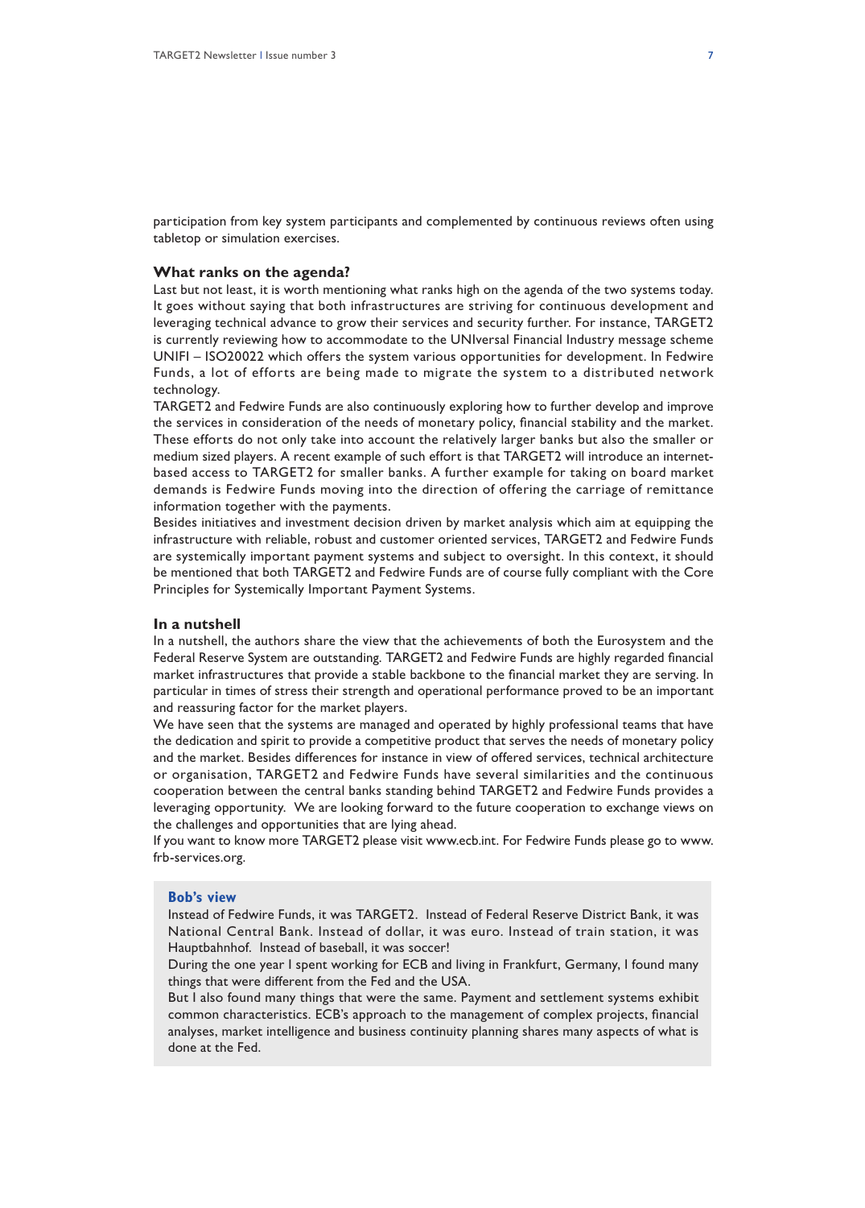participation from key system participants and complemented by continuous reviews often using tabletop or simulation exercises.

### What ranks on the agenda?

Last but not least, it is worth mentioning what ranks high on the agenda of the two systems today. It goes without saying that both infrastructures are striving for continuous development and leveraging technical advance to grow their services and security further. For instance, TARGET2 is currently reviewing how to accommodate to the UNIversal Financial Industry message scheme UNIFI – ISO20022 which offers the system various opportunities for development. In Fedwire Funds, a lot of efforts are being made to migrate the system to a distributed network technology.

TARGET2 and Fedwire Funds are also continuously exploring how to further develop and improve the services in consideration of the needs of monetary policy, financial stability and the market. These efforts do not only take into account the relatively larger banks but also the smaller or medium sized players. A recent example of such effort is that TARGET2 will introduce an internet-based access to TARGET2 for smaller banks. A further example for taking on board market demands is Fedwire Funds moving into the direction of offering the carriage of remittance information together with the payments.

Besides initiatives and investment decision driven by market analysis which aim at equipping the infrastructure with reliable, robust and customer oriented services, TARGET2 and Fedwire Funds are systemically important payment systems and subject to oversight. In this context, it should be mentioned that both TARGET2 and Fedwire Funds are of course fully compliant with the Core Principles for Systemically Important Payment Systems.

### In a nutshell

In a nutshell, the authors share the view that the achievements of both the Eurosystem and the Federal Reserve System are outstanding. TARGET2 and Fedwire Funds are highly regarded financial market infrastructures that provide a stable backbone to the financial market they are serving. In particular in times of stress their strength and operational performance proved to be an important and reassuring factor for the market players.

We have seen that the systems are managed and operated by highly professional teams that have the dedication and spirit to provide a competitive product that serves the needs of monetary policy and the market. Besides differences for instance in view of offered services, technical architecture or organisation, TARGET2 and Fedwire Funds have several similarities and the continuous cooperation between the central banks standing behind TARGET2 and Fedwire Funds provides a leveraging opportunity. We are looking forward to the future cooperation to exchange views on the challenges and opportunities that are lying ahead.

If you want to know more TARGET2 please visit www.ecb.int. For Fedwire Funds please go to www.frb-services.org.

### Bob's view

Instead of Fedwire Funds, it was TARGET2. Instead of Federal Reserve District Bank, it was National Central Bank. Instead of dollar, it was euro. Instead of train station, it was Hauptbahnhof. Instead of baseball, it was soccer!

During the one year I spent working for ECB and living in Frankfurt, Germany, I found many things that were different from the Fed and the USA.

But I also found many things that were the same. Payment and settlement systems exhibit common characteristics. ECB's approach to the management of complex projects, financial analyses, market intelligence and business continuity planning shares many aspects of what is done at the Fed.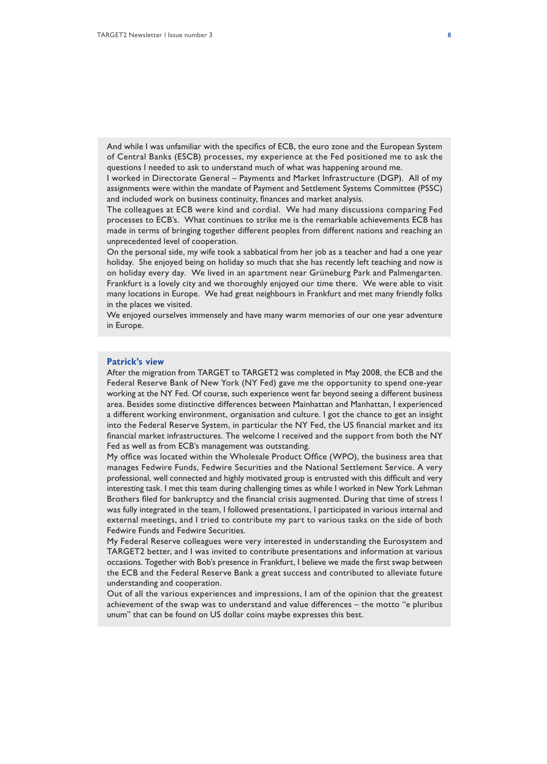And while I was unfamiliar with the specifics of ECB, the euro zone and the European System of Central Banks (ESCB) processes, my experience at the Fed positioned me to ask the questions I needed to ask to understand much of what was happening around me.

I worked in Directorate General – Payments and Market Infrastructure (DGP). All of my assignments were within the mandate of Payment and Settlement Systems Committee (PSSC) and included work on business continuity, finances and market analysis.

The colleagues at ECB were kind and cordial. We had many discussions comparing Fed processes to ECB's. What continues to strike me is the remarkable achievements ECB has made in terms of bringing together different peoples from different nations and reaching an unprecedented level of cooperation.

On the personal side, my wife took a sabbatical from her job as a teacher and had a one year holiday. She enjoyed being on holiday so much that she has recently left teaching and now is on holiday every day. We lived in an apartment near Grüneburg Park and Palmengarten. Frankfurt is a lovely city and we thoroughly enjoyed our time there. We were able to visit many locations in Europe. We had great neighbours in Frankfurt and met many friendly folks in the places we visited.

We enjoyed ourselves immensely and have many warm memories of our one year adventure in Europe.

## Patrick's view

After the migration from TARGET to TARGET2 was completed in May 2008, the ECB and the Federal Reserve Bank of New York (NY Fed) gave me the opportunity to spend one-year working at the NY Fed. Of course, such experience went far beyond seeing a different business area. Besides some distinctive differences between Mainhattan and Manhattan, I experienced a different working environment, organisation and culture. I got the chance to get an insight into the Federal Reserve System, in particular the NY Fed, the US financial market and its financial market infrastructures. The welcome I received and the support from both the NY Fed as well as from ECB's management was outstanding.

My office was located within the Wholesale Product Office (WPO), the business area that manages Fedwire Funds, Fedwire Securities and the National Settlement Service. A very professional, well connected and highly motivated group is entrusted with this difficult and very interesting task. I met this team during challenging times as while I worked in New York Lehman Brothers filed for bankruptcy and the financial crisis augmented. During that time of stress I was fully integrated in the team, I followed presentations, I participated in various internal and external meetings, and I tried to contribute my part to various tasks on the side of both Fedwire Funds and Fedwire Securities.

My Federal Reserve colleagues were very interested in understanding the Eurosystem and TARGET2 better, and I was invited to contribute presentations and information at various occasions. Together with Bob's presence in Frankfurt, I believe we made the first swap between the ECB and the Federal Reserve Bank a great success and contributed to alleviate future understanding and cooperation.

Out of all the various experiences and impressions, I am of the opinion that the greatest achievement of the swap was to understand and value differences – the motto "e pluribus unum" that can be found on US dollar coins maybe expresses this best.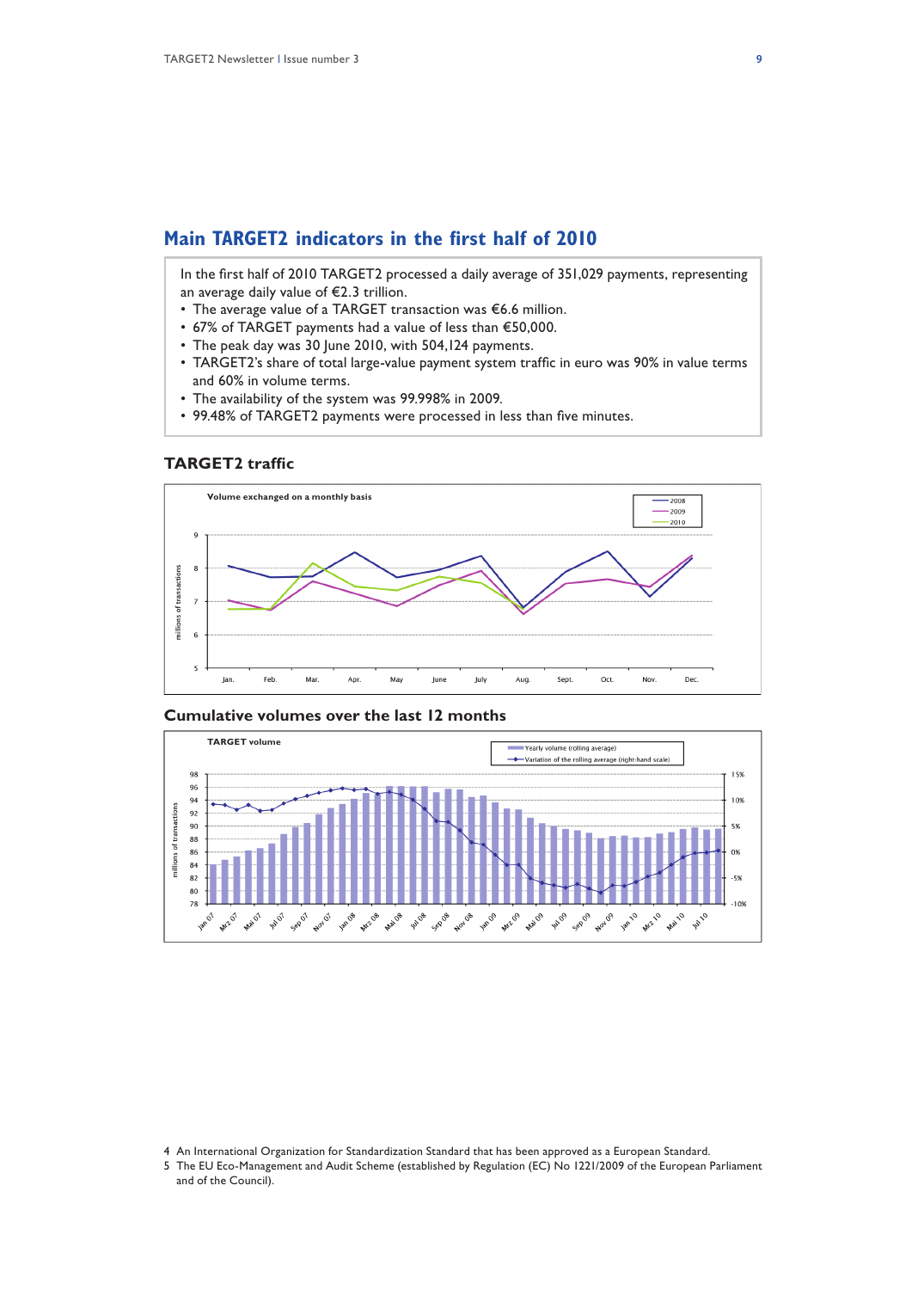## Main TARGET2 indicators in the first half of 2010

In the first half of 2010 TARGET2 processed a daily average of 351,029 payments, representing an average daily value of €2.3 trillion.

- The average value of a TARGET transaction was €6.6 million.
- 67% of TARGET payments had a value of less than €50,000.
- The peak day was 30 June 2010, with 504,124 payments.
- TARGET2's share of total large-value payment system traffic in euro was 90% in value terms and 60% in volume terms.
- The availability of the system was 99.998% in 2009.
- 99.48% of TARGET2 payments were processed in less than five minutes.

### TARGET2 traffic

Volume exchanged on a monthly basis

### Cumulative volumes over the last 12 months

TARGET volume

4 An International Organization for Standardization Standard that has been approved as a European Standard.

5 The EU Eco-Management and Audit Scheme (established by Regulation (EC) No 1221/2009 of the European Parliament and of the Council).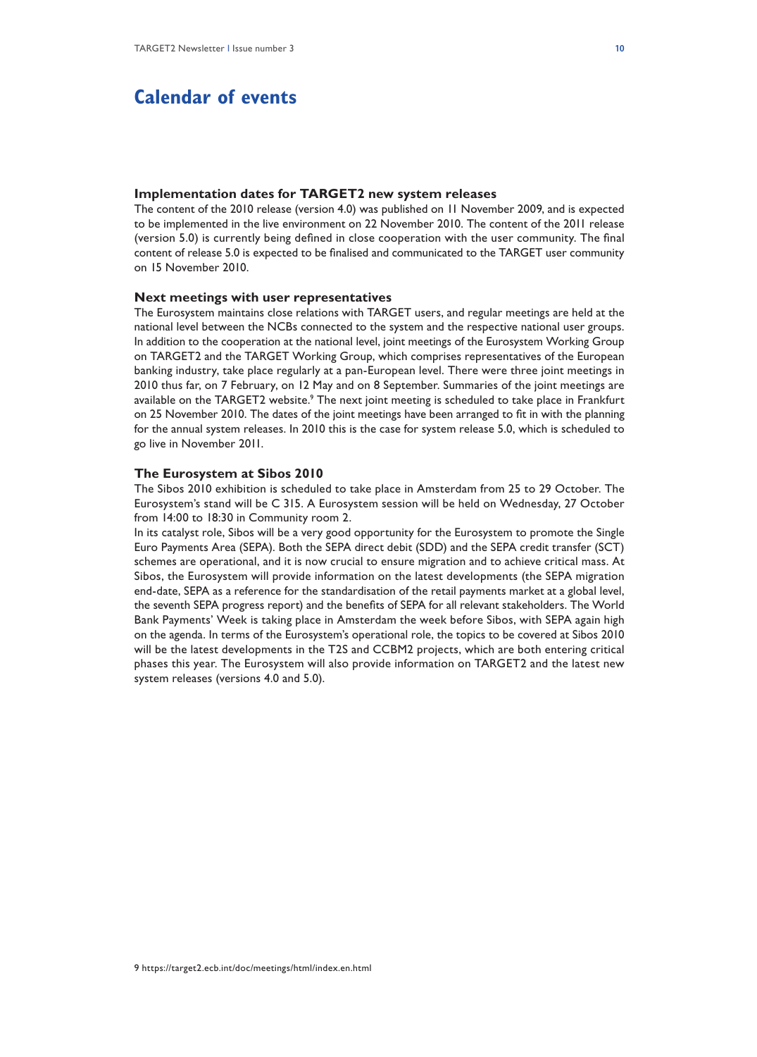# Calendar of events

### Implementation dates for TARGET2 new system releases

The content of the 2010 release (version 4.0) was published on 11 November 2009, and is expected to be implemented in the live environment on 22 November 2010. The content of the 2011 release (version 5.0) is currently being defined in close cooperation with the user community. The final content of release 5.0 is expected to be finalised and communicated to the TARGET user community on 15 November 2010.

### Next meetings with user representatives

The Eurosystem maintains close relations with TARGET users, and regular meetings are held at the national level between the NCBs connected to the system and the respective national user groups. In addition to the cooperation at the national level, joint meetings of the Eurosystem Working Group on TARGET2 and the TARGET Working Group, which comprises representatives of the European banking industry, take place regularly at a pan-European level. There were three joint meetings in 2010 thus far, on 7 February, on 12 May and on 8 September. Summaries of the joint meetings are available on the TARGET2 website.[9] The next joint meeting is scheduled to take place in Frankfurt on 25 November 2010. The dates of the joint meetings have been arranged to fit in with the planning for the annual system releases. In 2010 this is the case for system release 5.0, which is scheduled to go live in November 2011.

### The Eurosystem at Sibos 2010

The Sibos 2010 exhibition is scheduled to take place in Amsterdam from 25 to 29 October. The Eurosystem's stand will be C 315. A Eurosystem session will be held on Wednesday, 27 October from 14:00 to 18:30 in Community room 2.

In its catalyst role, Sibos will be a very good opportunity for the Eurosystem to promote the Single Euro Payments Area (SEPA). Both the SEPA direct debit (SDD) and the SEPA credit transfer (SCT) schemes are operational, and it is now crucial to ensure migration and to achieve critical mass. At Sibos, the Eurosystem will provide information on the latest developments (the SEPA migration end-date, SEPA as a reference for the standardisation of the retail payments market at a global level, the seventh SEPA progress report) and the benefits of SEPA for all relevant stakeholders. The World Bank Payments' Week is taking place in Amsterdam the week before Sibos, with SEPA again high on the agenda. In terms of the Eurosystem's operational role, the topics to be covered at Sibos 2010 will be the latest developments in the T2S and CCBM2 projects, which are both entering critical phases this year. The Eurosystem will also provide information on TARGET2 and the latest new system releases (versions 4.0 and 5.0).

9 https://target2.ecb.int/doc/meetings/html/index.en.html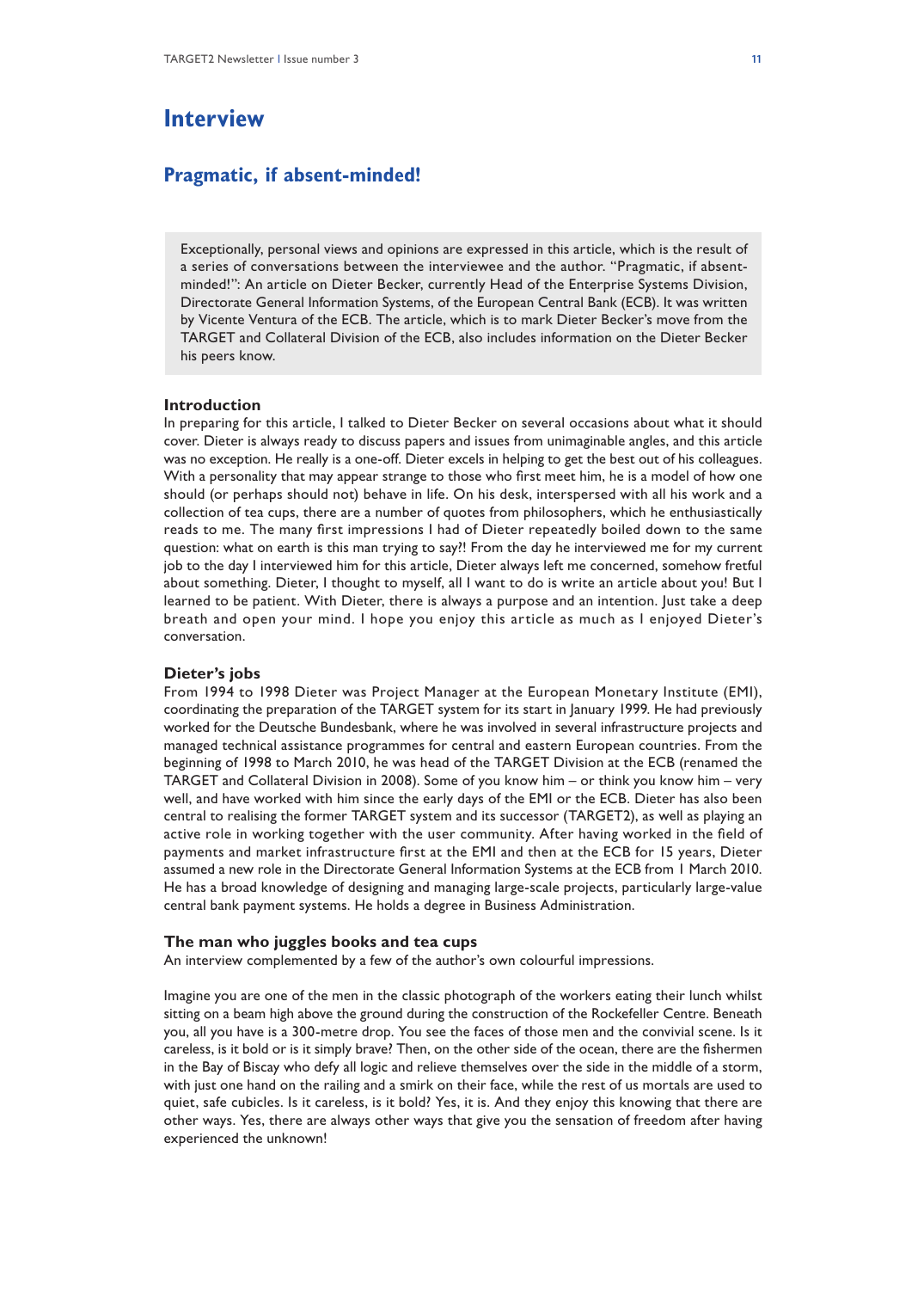# Interview

## Pragmatic, if absent-minded!

> Exceptionally, personal views and opinions are expressed in this article, which is the result of a series of conversations between the interviewee and the author. "Pragmatic, if absent-minded!": An article on Dieter Becker, currently Head of the Enterprise Systems Division, Directorate General Information Systems, of the European Central Bank (ECB). It was written by Vicente Ventura of the ECB. The article, which is to mark Dieter Becker's move from the TARGET and Collateral Division of the ECB, also includes information on the Dieter Becker his peers know.

### Introduction

In preparing for this article, I talked to Dieter Becker on several occasions about what it should cover. Dieter is always ready to discuss papers and issues from unimaginable angles, and this article was no exception. He really is a one-off. Dieter excels in helping to get the best out of his colleagues. With a personality that may appear strange to those who first meet him, he is a model of how one should (or perhaps should not) behave in life. On his desk, interspersed with all his work and a collection of tea cups, there are a number of quotes from philosophers, which he enthusiastically reads to me. The many first impressions I had of Dieter repeatedly boiled down to the same question: what on earth is this man trying to say?! From the day he interviewed me for my current job to the day I interviewed him for this article, Dieter always left me concerned, somehow fretful about something. Dieter, I thought to myself, all I want to do is write an article about you! But I learned to be patient. With Dieter, there is always a purpose and an intention. Just take a deep breath and open your mind. I hope you enjoy this article as much as I enjoyed Dieter's conversation.

### Dieter's jobs

From 1994 to 1998 Dieter was Project Manager at the European Monetary Institute (EMI), coordinating the preparation of the TARGET system for its start in January 1999. He had previously worked for the Deutsche Bundesbank, where he was involved in several infrastructure projects and managed technical assistance programmes for central and eastern European countries. From the beginning of 1998 to March 2010, he was head of the TARGET Division at the ECB (renamed the TARGET and Collateral Division in 2008). Some of you know him – or think you know him – very well, and have worked with him since the early days of the EMI or the ECB. Dieter has also been central to realising the former TARGET system and its successor (TARGET2), as well as playing an active role in working together with the user community. After having worked in the field of payments and market infrastructure first at the EMI and then at the ECB for 15 years, Dieter assumed a new role in the Directorate General Information Systems at the ECB from 1 March 2010. He has a broad knowledge of designing and managing large-scale projects, particularly large-value central bank payment systems. He holds a degree in Business Administration.

### The man who juggles books and tea cups

An interview complemented by a few of the author's own colourful impressions.

Imagine you are one of the men in the classic photograph of the workers eating their lunch whilst sitting on a beam high above the ground during the construction of the Rockefeller Centre. Beneath you, all you have is a 300-metre drop. You see the faces of those men and the convivial scene. Is it careless, is it bold or is it simply brave? Then, on the other side of the ocean, there are the fishermen in the Bay of Biscay who defy all logic and relieve themselves over the side in the middle of a storm, with just one hand on the railing and a smirk on their face, while the rest of us mortals are used to quiet, safe cubicles. Is it careless, is it bold? Yes, it is. And they enjoy this knowing that there are other ways. Yes, there are always other ways that give you the sensation of freedom after having experienced the unknown!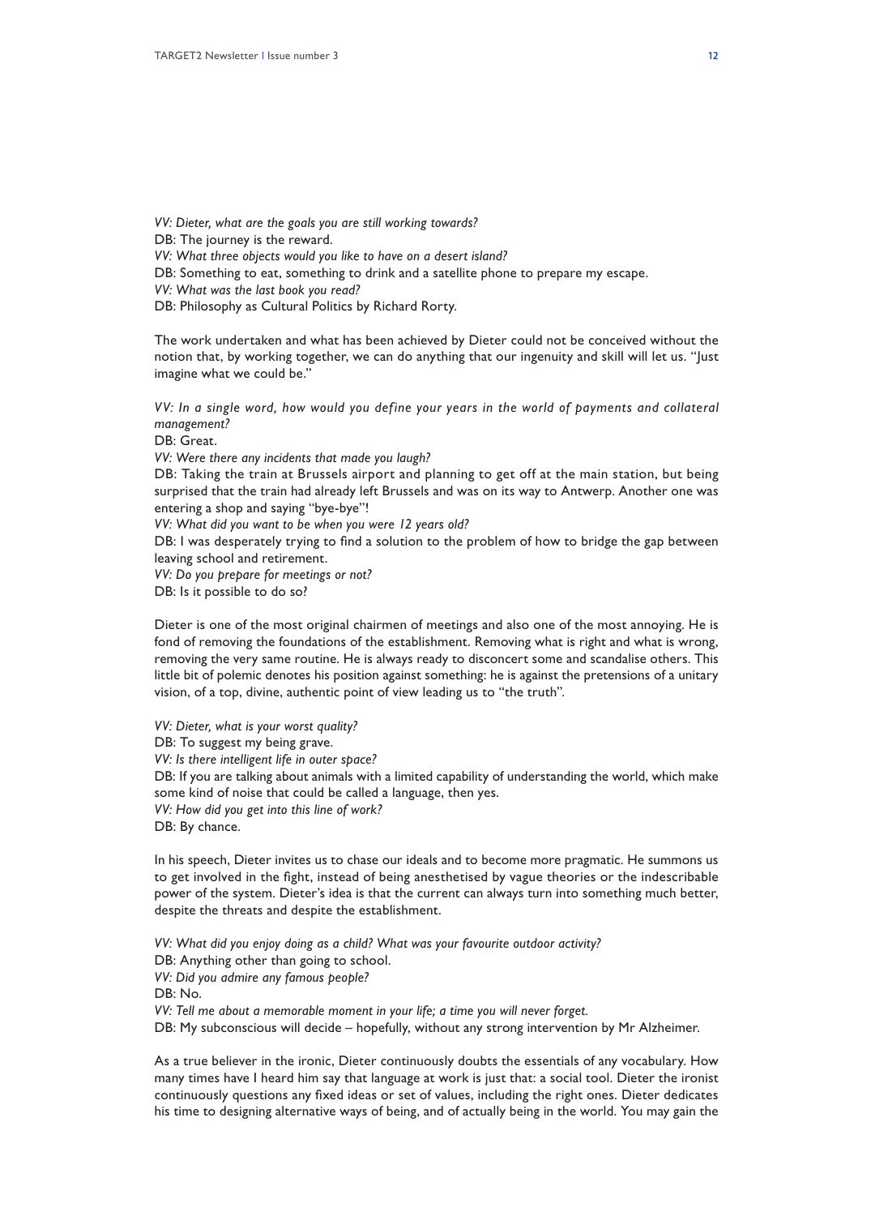*VV: Dieter, what are the goals you are still working towards?*
DB: The journey is the reward.
*VV: What three objects would you like to have on a desert island?*
DB: Something to eat, something to drink and a satellite phone to prepare my escape.
*VV: What was the last book you read?*
DB: Philosophy as Cultural Politics by Richard Rorty.

The work undertaken and what has been achieved by Dieter could not be conceived without the notion that, by working together, we can do anything that our ingenuity and skill will let us. "Just imagine what we could be."

*VV: In a single word, how would you define your years in the world of payments and collateral management?*
DB: Great.
*VV: Were there any incidents that made you laugh?*
DB: Taking the train at Brussels airport and planning to get off at the main station, but being surprised that the train had already left Brussels and was on its way to Antwerp. Another one was entering a shop and saying "bye-bye"!
*VV: What did you want to be when you were 12 years old?*
DB: I was desperately trying to find a solution to the problem of how to bridge the gap between leaving school and retirement.
*VV: Do you prepare for meetings or not?*
DB: Is it possible to do so?

Dieter is one of the most original chairmen of meetings and also one of the most annoying. He is fond of removing the foundations of the establishment. Removing what is right and what is wrong, removing the very same routine. He is always ready to disconcert some and scandalise others. This little bit of polemic denotes his position against something: he is against the pretensions of a unitary vision, of a top, divine, authentic point of view leading us to "the truth".

*VV: Dieter, what is your worst quality?*
DB: To suggest my being grave.
*VV: Is there intelligent life in outer space?*
DB: If you are talking about animals with a limited capability of understanding the world, which make some kind of noise that could be called a language, then yes.
*VV: How did you get into this line of work?*
DB: By chance.

In his speech, Dieter invites us to chase our ideals and to become more pragmatic. He summons us to get involved in the fight, instead of being anesthetised by vague theories or the indescribable power of the system. Dieter's idea is that the current can always turn into something much better, despite the threats and despite the establishment.

*VV: What did you enjoy doing as a child? What was your favourite outdoor activity?*
DB: Anything other than going to school.
*VV: Did you admire any famous people?*
DB: No.
*VV: Tell me about a memorable moment in your life; a time you will never forget.*
DB: My subconscious will decide – hopefully, without any strong intervention by Mr Alzheimer.

As a true believer in the ironic, Dieter continuously doubts the essentials of any vocabulary. How many times have I heard him say that language at work is just that: a social tool. Dieter the ironist continuously questions any fixed ideas or set of values, including the right ones. Dieter dedicates his time to designing alternative ways of being, and of actually being in the world. You may gain the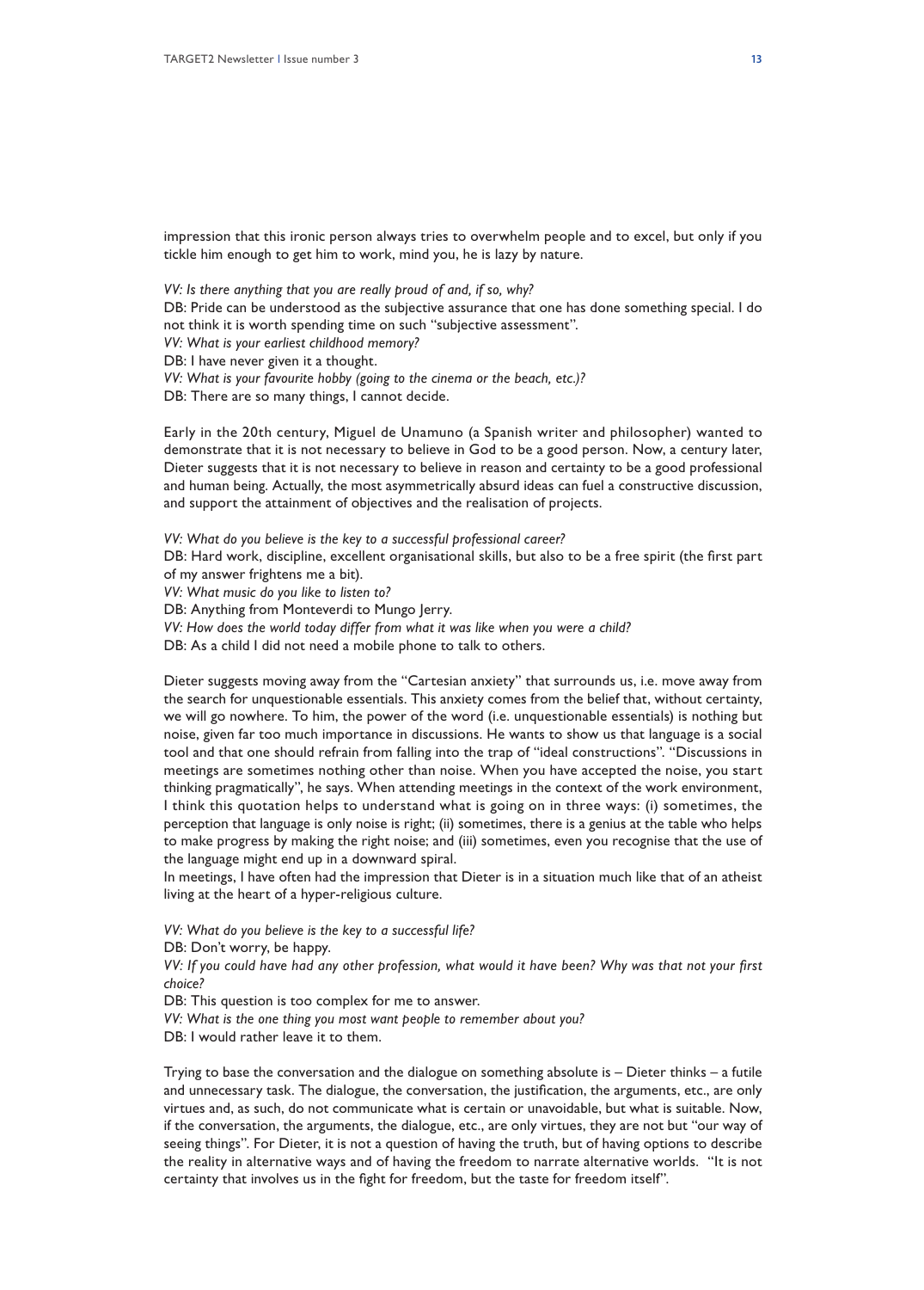impression that this ironic person always tries to overwhelm people and to excel, but only if you tickle him enough to get him to work, mind you, he is lazy by nature.

*VV: Is there anything that you are really proud of and, if so, why?*

DB: Pride can be understood as the subjective assurance that one has done something special. I do not think it is worth spending time on such "subjective assessment".

*VV: What is your earliest childhood memory?*

DB: I have never given it a thought.

*VV: What is your favourite hobby (going to the cinema or the beach, etc.)?*

DB: There are so many things, I cannot decide.

Early in the 20th century, Miguel de Unamuno (a Spanish writer and philosopher) wanted to demonstrate that it is not necessary to believe in God to be a good person. Now, a century later, Dieter suggests that it is not necessary to believe in reason and certainty to be a good professional and human being. Actually, the most asymmetrically absurd ideas can fuel a constructive discussion, and support the attainment of objectives and the realisation of projects.

*VV: What do you believe is the key to a successful professional career?*

DB: Hard work, discipline, excellent organisational skills, but also to be a free spirit (the first part of my answer frightens me a bit).

*VV: What music do you like to listen to?*

DB: Anything from Monteverdi to Mungo Jerry.

*VV: How does the world today differ from what it was like when you were a child?*

DB: As a child I did not need a mobile phone to talk to others.

Dieter suggests moving away from the "Cartesian anxiety" that surrounds us, i.e. move away from the search for unquestionable essentials. This anxiety comes from the belief that, without certainty, we will go nowhere. To him, the power of the word (i.e. unquestionable essentials) is nothing but noise, given far too much importance in discussions. He wants to show us that language is a social tool and that one should refrain from falling into the trap of "ideal constructions". "Discussions in meetings are sometimes nothing other than noise. When you have accepted the noise, you start thinking pragmatically", he says. When attending meetings in the context of the work environment, I think this quotation helps to understand what is going on in three ways: (i) sometimes, the perception that language is only noise is right; (ii) sometimes, there is a genius at the table who helps to make progress by making the right noise; and (iii) sometimes, even you recognise that the use of the language might end up in a downward spiral.

In meetings, I have often had the impression that Dieter is in a situation much like that of an atheist living at the heart of a hyper-religious culture.

*VV: What do you believe is the key to a successful life?*

DB: Don't worry, be happy.

*VV: If you could have had any other profession, what would it have been? Why was that not your first choice?*

DB: This question is too complex for me to answer.

*VV: What is the one thing you most want people to remember about you?*

DB: I would rather leave it to them.

Trying to base the conversation and the dialogue on something absolute is – Dieter thinks – a futile and unnecessary task. The dialogue, the conversation, the justification, the arguments, etc., are only virtues and, as such, do not communicate what is certain or unavoidable, but what is suitable. Now, if the conversation, the arguments, the dialogue, etc., are only virtues, they are not but "our way of seeing things". For Dieter, it is not a question of having the truth, but of having options to describe the reality in alternative ways and of having the freedom to narrate alternative worlds. "It is not certainty that involves us in the fight for freedom, but the taste for freedom itself".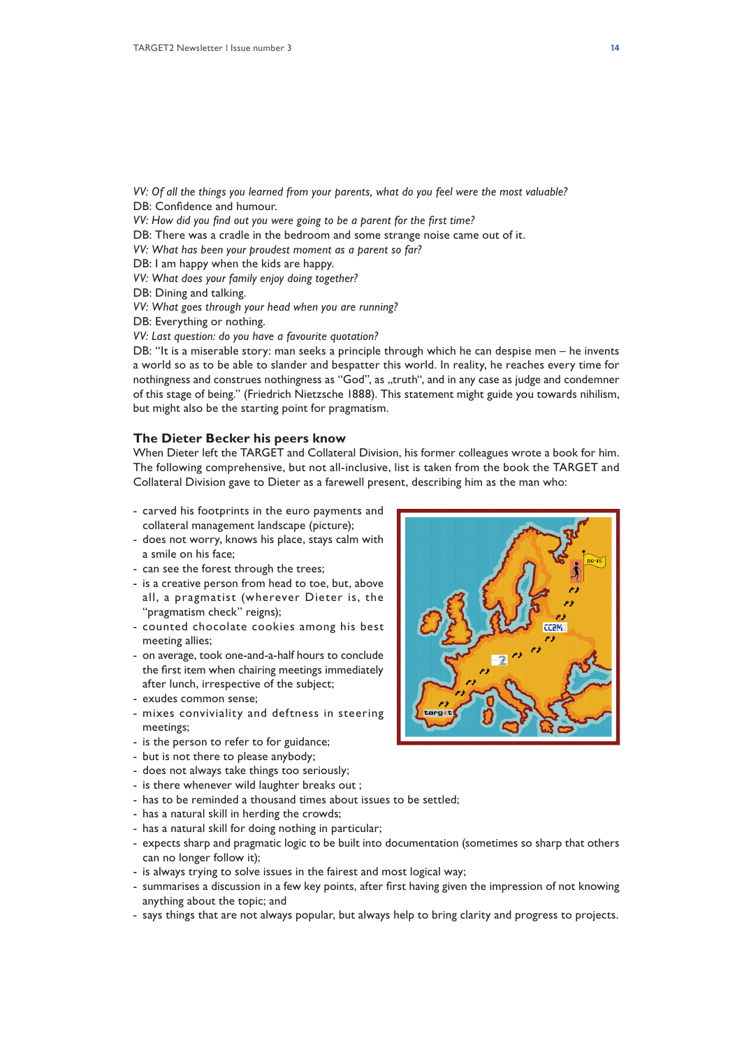*VV: Of all the things you learned from your parents, what do you feel were the most valuable?*
DB: Confidence and humour.
*VV: How did you find out you were going to be a parent for the first time?*
DB: There was a cradle in the bedroom and some strange noise came out of it.
*VV: What has been your proudest moment as a parent so far?*
DB: I am happy when the kids are happy.
*VV: What does your family enjoy doing together?*
DB: Dining and talking.
*VV: What goes through your head when you are running?*
DB: Everything or nothing.
*VV: Last question: do you have a favourite quotation?*
DB: "It is a miserable story: man seeks a principle through which he can despise men – he invents a world so as to be able to slander and bespatter this world. In reality, he reaches every time for nothingness and construes nothingness as "God", as „truth", and in any case as judge and condemner of this stage of being." (Friedrich Nietzsche 1888). This statement might guide you towards nihilism, but might also be the starting point for pragmatism.

## The Dieter Becker his peers know

When Dieter left the TARGET and Collateral Division, his former colleagues wrote a book for him. The following comprehensive, but not all-inclusive, list is taken from the book the TARGET and Collateral Division gave to Dieter as a farewell present, describing him as the man who:

- carved his footprints in the euro payments and collateral management landscape (picture);
- does not worry, knows his place, stays calm with a smile on his face;
- can see the forest through the trees;
- is a creative person from head to toe, but, above all, a pragmatist (wherever Dieter is, the "pragmatism check" reigns);
- counted chocolate cookies among his best meeting allies;
- on average, took one-and-a-half hours to conclude the first item when chairing meetings immediately after lunch, irrespective of the subject;
- exudes common sense;
- mixes conviviality and deftness in steering meetings;
- is the person to refer to for guidance;
- but is not there to please anybody;
- does not always take things too seriously;
- is there whenever wild laughter breaks out ;
- has to be reminded a thousand times about issues to be settled;
- has a natural skill in herding the crowds;
- has a natural skill for doing nothing in particular;
- expects sharp and pragmatic logic to be built into documentation (sometimes so sharp that others can no longer follow it);
- is always trying to solve issues in the fairest and most logical way;
- summarises a discussion in a few key points, after first having given the impression of not knowing anything about the topic; and
- says things that are not always popular, but always help to bring clarity and progress to projects.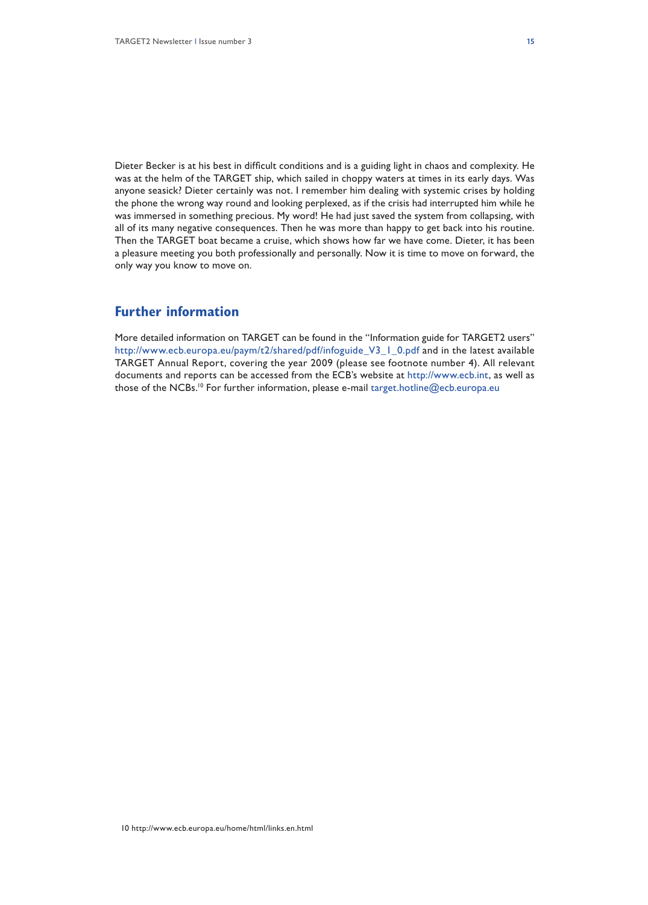Dieter Becker is at his best in difficult conditions and is a guiding light in chaos and complexity. He was at the helm of the TARGET ship, which sailed in choppy waters at times in its early days. Was anyone seasick? Dieter certainly was not. I remember him dealing with systemic crises by holding the phone the wrong way round and looking perplexed, as if the crisis had interrupted him while he was immersed in something precious. My word! He had just saved the system from collapsing, with all of its many negative consequences. Then he was more than happy to get back into his routine. Then the TARGET boat became a cruise, which shows how far we have come. Dieter, it has been a pleasure meeting you both professionally and personally. Now it is time to move on forward, the only way you know to move on.

## Further information

More detailed information on TARGET can be found in the "Information guide for TARGET2 users" http://www.ecb.europa.eu/paym/t2/shared/pdf/infoguide_V3_1_0.pdf and in the latest available TARGET Annual Report, covering the year 2009 (please see footnote number 4). All relevant documents and reports can be accessed from the ECB's website at http://www.ecb.int, as well as those of the NCBs.[10] For further information, please e-mail target.hotline@ecb.europa.eu

10 http://www.ecb.europa.eu/home/html/links.en.html